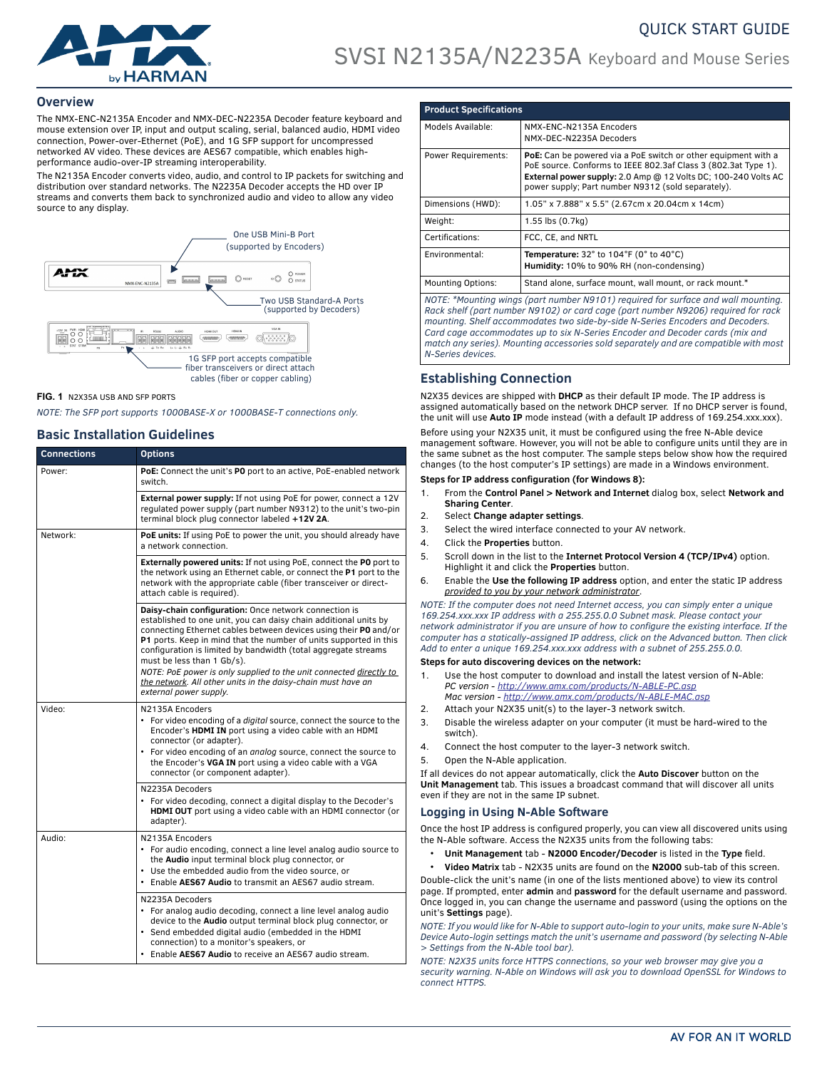QUICK START GUIDE

# SVSI N2135A/N2235A Keyboard and Mouse Series

## Overview

The NMX-ENC-N2135A Encoder and NMX-DEC-N2235A Decoder feature keyboard and mouse extension over IP, input and output scaling, serial, balanced audio, HDMI video connection, Power-over-Ethernet (PoE), and 1G SFP support for uncompressed networked AV video. These devices are AES67 compatible, which enables high-performance audio-over-IP streaming interoperability.

The N2135A Encoder converts video, audio, and control to IP packets for switching and distribution over standard networks. The N2235A Decoder accepts the HD over IP streams and converts them back to synchronized audio and video to allow any video source to any display.

One USB Mini-B Port (supported by Encoders)

Two USB Standard-A Ports (supported by Decoders)

1G SFP port accepts compatible fiber transceivers or direct attach cables (fiber or copper cabling)

**FIG. 1** N2X35A USB AND SFP PORTS

*NOTE: The SFP port supports 1000BASE-X or 1000BASE-T connections only.*

## Basic Installation Guidelines

| Connections | Options |
|---|---|
| Power: | **PoE:** Connect the unit's **P0** port to an active, PoE-enabled network switch. |
| | **External power supply:** If not using PoE for power, connect a 12V regulated power supply (part number N9312) to the unit's two-pin terminal block plug connector labeled **+12V 2A**. |
| Network: | **PoE units:** If using PoE to power the unit, you should already have a network connection. |
| | **Externally powered units:** If not using PoE, connect the **P0** port to the network using an Ethernet cable, or connect the **P1** port to the network with the appropriate cable (fiber transceiver or direct-attach cable is required). |
| | **Daisy-chain configuration:** Once network connection is established to one unit, you can daisy chain additional units by connecting Ethernet cables between devices using their **P0** and/or **P1** ports. Keep in mind that the number of units supported in this configuration is limited by bandwidth (total aggregate streams must be less than 1 Gb/s). *NOTE: PoE power is only supplied to the unit connected directly to the network. All other units in the daisy-chain must have an external power supply.* |
| Video: | N2135A Encoders<br>• For video encoding of a *digital* source, connect the source to the Encoder's **HDMI IN** port using a video cable with an HDMI connector (or adapter).<br>• For video encoding of an *analog* source, connect the source to the Encoder's **VGA IN** port using a video cable with a VGA connector (or component adapter). |
| | N2235A Decoders<br>• For video decoding, connect a digital display to the Decoder's **HDMI OUT** port using a video cable with an HDMI connector (or adapter). |
| Audio: | N2135A Encoders<br>• For audio encoding, connect a line level analog audio source to the **Audio** input terminal block plug connector, or<br>• Use the embedded audio from the video source, or<br>• Enable **AES67 Audio** to transmit an AES67 audio stream. |
| | N2235A Decoders<br>• For analog audio decoding, connect a line level analog audio device to the **Audio** output terminal block plug connector, or<br>• Send embedded digital audio (embedded in the HDMI connection) to a monitor's speakers, or<br>• Enable **AES67 Audio** to receive an AES67 audio stream. |

| Product Specifications | |
|---|---|
| Models Available: | NMX-ENC-N2135A Encoders<br>NMX-DEC-N2235A Decoders |
| Power Requirements: | **PoE:** Can be powered via a PoE switch or other equipment with a PoE source. Conforms to IEEE 802.3af Class 3 (802.3at Type 1).<br>**External power supply:** 2.0 Amp @ 12 Volts DC; 100-240 Volts AC power supply; Part number N9312 (sold separately). |
| Dimensions (HWD): | 1.05" x 7.888" x 5.5" (2.67cm x 20.04cm x 14cm) |
| Weight: | 1.55 lbs (0.7kg) |
| Certifications: | FCC, CE, and NRTL |
| Environmental: | **Temperature:** 32° to 104°F (0° to 40°C)<br>**Humidity:** 10% to 90% RH (non-condensing) |
| Mounting Options: | Stand alone, surface mount, wall mount, or rack mount.* |

*NOTE: \*Mounting wings (part number N9101) required for surface and wall mounting. Rack shelf (part number N9102) or card cage (part number N9206) required for rack mounting. Shelf accommodates two side-by-side N-Series Encoders and Decoders. Card cage accommodates up to six N-Series Encoder and Decoder cards (mix and match any sizes). Mounting accessories sold separately and are compatible with most N-Series devices.*

## Establishing Connection

N2X35 devices are shipped with **DHCP** as their default IP mode. The IP address is assigned automatically based on the network DHCP server. If no DHCP server is found, the unit will use **Auto IP** mode instead (with a default IP address of 169.254.xxx.xxx).

Before using your N2X35 unit, it must be configured using the free N-Able device management software. However, you will not be able to configure units until they are in the same subnet as the host computer. The sample steps below show how the required changes (to the host computer's IP settings) are made in a Windows environment.

**Steps for IP address configuration (for Windows 8):**

1. From the **Control Panel > Network and Internet** dialog box, select **Network and Sharing Center**.
2. Select **Change adapter settings**.
3. Select the wired interface connected to your AV network.
4. Click the **Properties** button.
5. Scroll down in the list to the **Internet Protocol Version 4 (TCP/IPv4)** option. Highlight it and click the **Properties** button.
6. Enable the **Use the following IP address** option, and enter the static IP address *provided to you by your network administrator*.

*NOTE: If the computer does not need Internet access, you can simply enter a unique 169.254.xxx.xxx IP address with a 255.255.0.0 Subnet mask. Please contact your network administrator if you are unsure of how to configure the existing interface. If the computer has a statically-assigned IP address, click on the Advanced button. Then click Add to enter a unique 169.254.xxx.xxx address with a subnet of 255.255.0.0.*

**Steps for auto discovering devices on the network:**

1. Use the host computer to download and install the latest version of N-Able:
   *PC version - http://www.amx.com/products/N-ABLE-PC.asp*
   *Mac version - http://www.amx.com/products/N-ABLE-MAC.asp*
2. Attach your N2X35 unit(s) to the layer-3 network switch.
3. Disable the wireless adapter on your computer (it must be hard-wired to the switch).
4. Connect the host computer to the layer-3 network switch.
5. Open the N-Able application.

If all devices do not appear automatically, click the **Auto Discover** button on the **Unit Management** tab. This issues a broadcast command that will discover all units even if they are not in the same IP subnet.

### Logging in Using N-Able Software

Once the host IP address is configured properly, you can view all discovered units using the N-Able software. Access the N2X35 units from the following tabs:

- **Unit Management** tab - **N2000 Encoder/Decoder** is listed in the **Type** field.
- **Video Matrix** tab - N2X35 units are found on the **N2000** sub-tab of this screen.

Double-click the unit's name (in one of the lists mentioned above) to view its control page. If prompted, enter **admin** and **password** for the default username and password. Once logged in, you can change the username and password (using the options on the unit's **Settings** page).

*NOTE: If you would like for N-Able to support auto-login to your units, make sure N-Able's Device Auto-login settings match the unit's username and password (by selecting N-Able > Settings from the N-Able tool bar).*

*NOTE: N2X35 units force HTTPS connections, so your web browser may give you a security warning. N-Able on Windows will ask you to download OpenSSL for Windows to connect HTTPS.*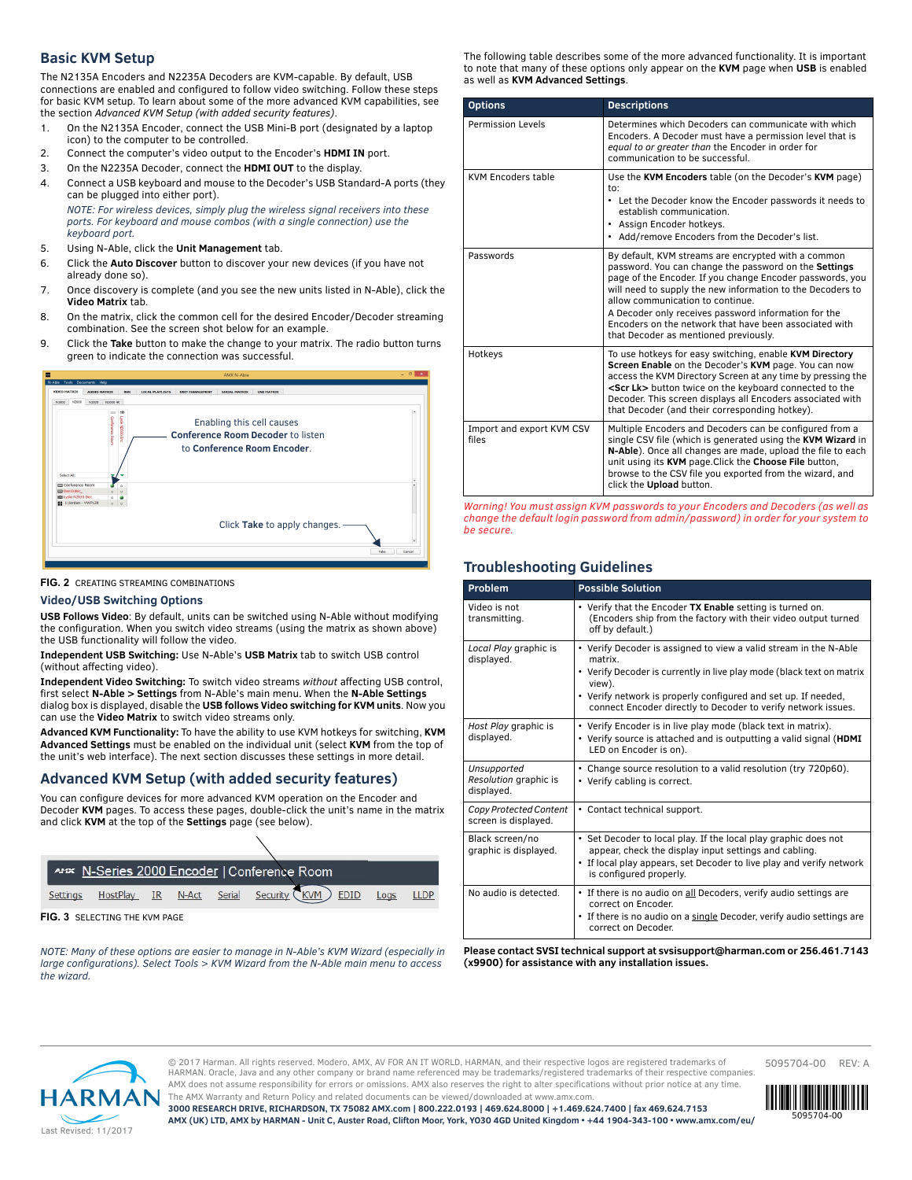## Basic KVM Setup

The N2135A Encoders and N2235A Decoders are KVM-capable. By default, USB connections are enabled and configured to follow video switching. Follow these steps for basic KVM setup. To learn about some of the more advanced KVM capabilities, see the section *Advanced KVM Setup (with added security features)*.

1. On the N2135A Encoder, connect the USB Mini-B port (designated by a laptop icon) to the computer to be controlled.
2. Connect the computer's video output to the Encoder's **HDMI IN** port.
3. On the N2235A Decoder, connect the **HDMI OUT** to the display.
4. Connect a USB keyboard and mouse to the Decoder's USB Standard-A ports (they can be plugged into either port).

   *NOTE: For wireless devices, simply plug the wireless signal receivers into these ports. For keyboard and mouse combos (with a single connection) use the keyboard port.*
5. Using N-Able, click the **Unit Management** tab.
6. Click the **Auto Discover** button to discover your new devices (if you have not already done so).
7. Once discovery is complete (and you see the new units listed in N-Able), click the **Video Matrix** tab.
8. On the matrix, click the common cell for the desired Encoder/Decoder streaming combination. See the screen shot below for an example.
9. Click the **Take** button to make the change to your matrix. The radio button turns green to indicate the connection was successful.

Enabling this cell causes **Conference Room Decoder** to listen to **Conference Room Encoder**.

Click **Take** to apply changes.

**FIG. 2** CREATING STREAMING COMBINATIONS

### Video/USB Switching Options

**USB Follows Video**: By default, units can be switched using N-Able without modifying the configuration. When you switch video streams (using the matrix as shown above) the USB functionality will follow the video.

**Independent USB Switching:** Use N-Able's **USB Matrix** tab to switch USB control (without affecting video).

**Independent Video Switching:** To switch video streams *without* affecting USB control, first select **N-Able** > **Settings** from N-Able's main menu. When the **N-Able Settings** dialog box is displayed, disable the **USB follows Video switching for KVM units**. Now you can use the **Video Matrix** to switch video streams only.

**Advanced KVM Functionality:** To have the ability to use KVM hotkeys for switching, **KVM Advanced Settings** must be enabled on the individual unit (select **KVM** from the top of the unit's web interface). The next section discusses these settings in more detail.

## Advanced KVM Setup (with added security features)

You can configure devices for more advanced KVM operation on the Encoder and Decoder **KVM** pages. To access these pages, double-click the unit's name in the matrix and click **KVM** at the top of the **Settings** page (see below).

N-Series 2000 Encoder | Conference Room

Settings HostPlay IR N-Act Serial Security KVM EDID Logs LLDP

**FIG. 3** SELECTING THE KVM PAGE

*NOTE: Many of these options are easier to manage in N-Able's KVM Wizard (especially in large configurations). Select Tools > KVM Wizard from the N-Able main menu to access the wizard.*

The following table describes some of the more advanced functionality. It is important to note that many of these options only appear on the **KVM** page when **USB** is enabled as well as **KVM Advanced Settings**.

| Options | Descriptions |
|---|---|
| Permission Levels | Determines which Decoders can communicate with which Encoders. A Decoder must have a permission level that is *equal to or greater than* the Encoder in order for communication to be successful. |
| KVM Encoders table | Use the **KVM Encoders** table (on the Decoder's **KVM** page) to:<br>• Let the Decoder know the Encoder passwords it needs to establish communication.<br>• Assign Encoder hotkeys.<br>• Add/remove Encoders from the Decoder's list. |
| Passwords | By default, KVM streams are encrypted with a common password. You can change the password on the **Settings** page of the Encoder. If you change Encoder passwords, you will need to supply the new information to the Decoders to allow communication to continue.<br>A Decoder only receives password information for the Encoders on the network that have been associated with that Decoder as mentioned previously. |
| Hotkeys | To use hotkeys for easy switching, enable **KVM Directory Screen Enable** on the Decoder's **KVM** page. You can now access the KVM Directory Screen at any time by pressing the **<Scr Lk>** button twice on the keyboard connected to the Decoder. This screen displays all Encoders associated with that Decoder (and their corresponding hotkey). |
| Import and export KVM CSV files | Multiple Encoders and Decoders can be configured from a single CSV file (which is generated using the **KVM Wizard** in **N-Able**). Once all changes are made, upload the file to each unit using its **KVM** page.Click the **Choose File** button, browse to the CSV file you exported from the wizard, and click the **Upload** button. |

*Warning! You must assign KVM passwords to your Encoders and Decoders (as well as change the default login password from admin/password) in order for your system to be secure.*

## Troubleshooting Guidelines

| Problem | Possible Solution |
|---|---|
| Video is not transmitting. | • Verify that the Encoder **TX Enable** setting is turned on. (Encoders ship from the factory with their video output turned off by default.) |
| *Local Play* graphic is displayed. | • Verify Decoder is assigned to view a valid stream in the N-Able matrix.<br>• Verify Decoder is currently in live play mode (black text on matrix view).<br>• Verify network is properly configured and set up. If needed, connect Encoder directly to Decoder to verify network issues. |
| *Host Play* graphic is displayed. | • Verify Encoder is in live play mode (black text in matrix).<br>• Verify source is attached and is outputting a valid signal (**HDMI** LED on Encoder is on). |
| *Unsupported Resolution* graphic is displayed. | • Change source resolution to a valid resolution (try 720p60).<br>• Verify cabling is correct. |
| *Copy Protected Content* screen is displayed. | • Contact technical support. |
| Black screen/no graphic is displayed. | • Set Decoder to local play. If the local play graphic does not appear, check the display input settings and cabling.<br>• If local play appears, set Decoder to live play and verify network is configured properly. |
| No audio is detected. | • If there is no audio on all Decoders, verify audio settings are correct on Encoder.<br>• If there is no audio on a single Decoder, verify audio settings are correct on Decoder. |

**Please contact SVSI technical support at svsisupport@harman.com or 256.461.7143 (x9900) for assistance with any installation issues.**

© 2017 Harman. All rights reserved. Modero, AMX, AV FOR AN IT WORLD, HARMAN, and their respective logos are registered trademarks of HARMAN. Oracle, Java and any other company or brand name referenced may be trademarks/registered trademarks of their respective companies. AMX does not assume responsibility for errors or omissions. AMX also reserves the right to alter specifications without prior notice at any time. The AMX Warranty and Return Policy and related documents can be viewed/downloaded at www.amx.com.

**3000 RESEARCH DRIVE, RICHARDSON, TX 75082 AMX.com | 800.222.0193 | 469.624.8000 | +1.469.624.7400 | fax 469.624.7153**

**AMX (UK) LTD, AMX by HARMAN - Unit C, Auster Road, Clifton Moor, York, YO30 4GD United Kingdom • +44 1904-343-100 • www.amx.com/eu/**

5095704-00 REV: A

Last Revised: 11/2017